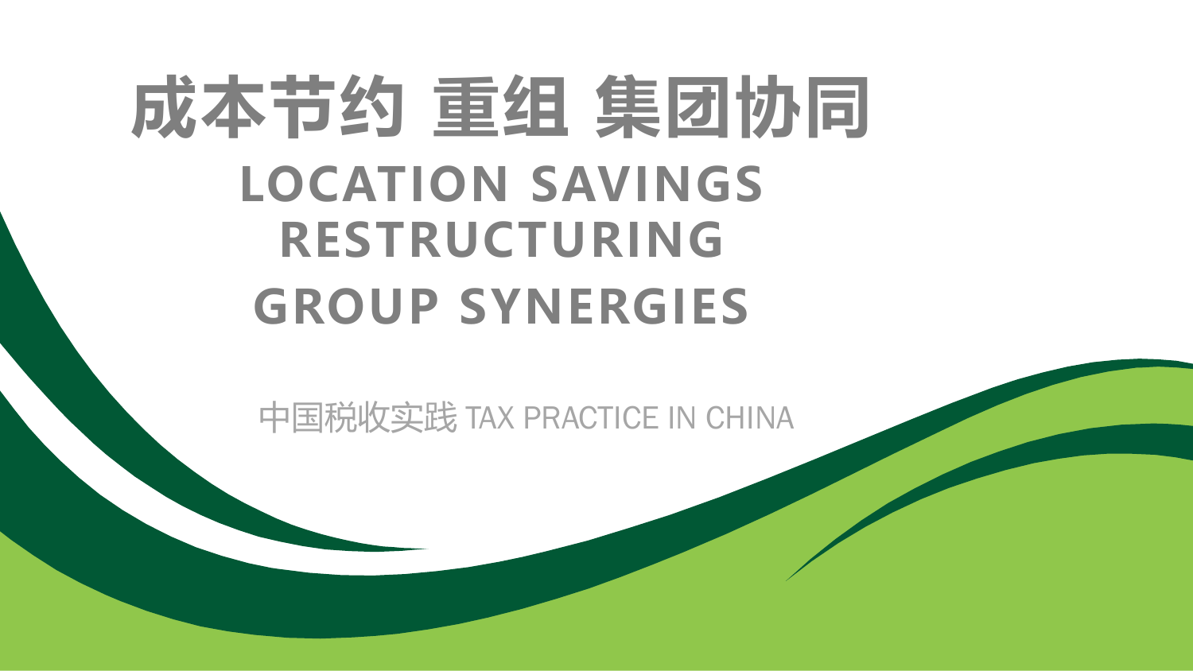# 成本节约 重组 集团协同

# LOCATION SAVINGS RESTRUCTURING GROUP SYNERGIES

中国税收实践 TAX PRACTICE IN CHINA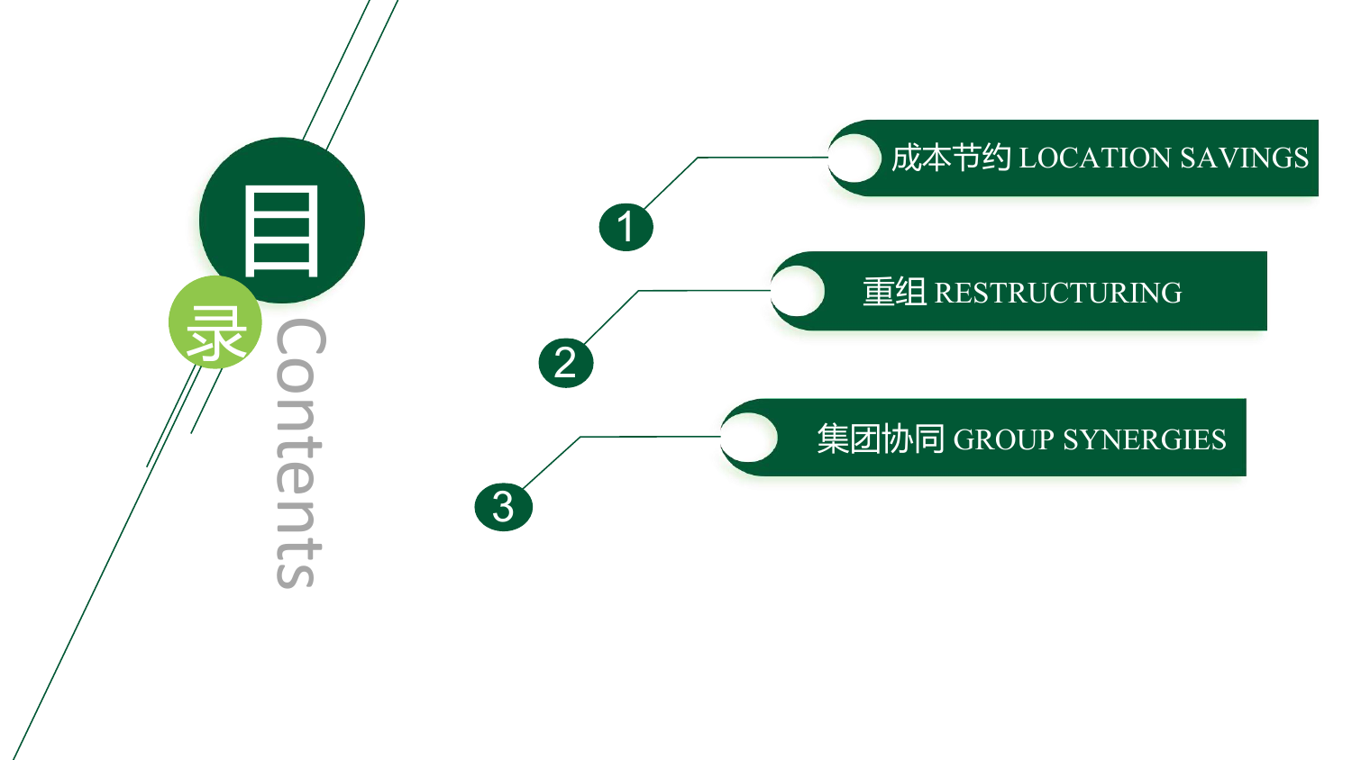# 目录 Contents

1. 成本节约 LOCATION SAVINGS
2. 重组 RESTRUCTURING
3. 集团协同 GROUP SYNERGIES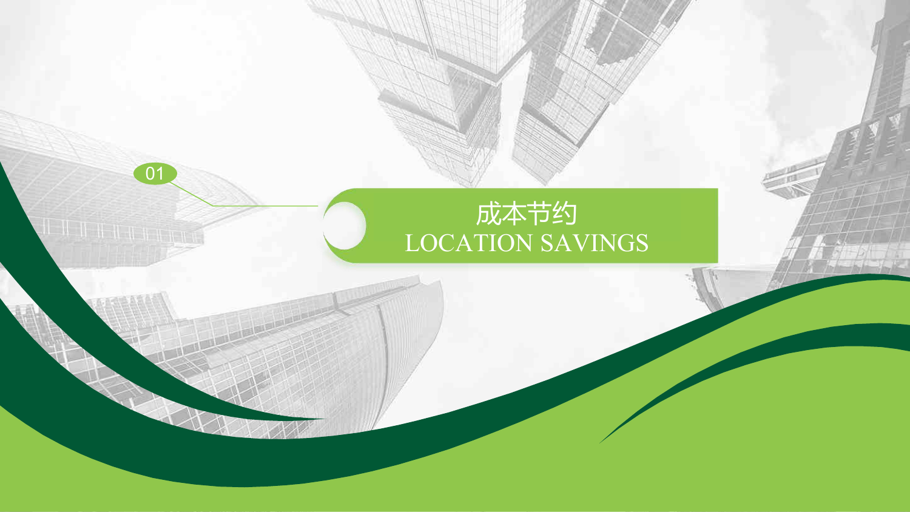01

# 成本节约

# LOCATION SAVINGS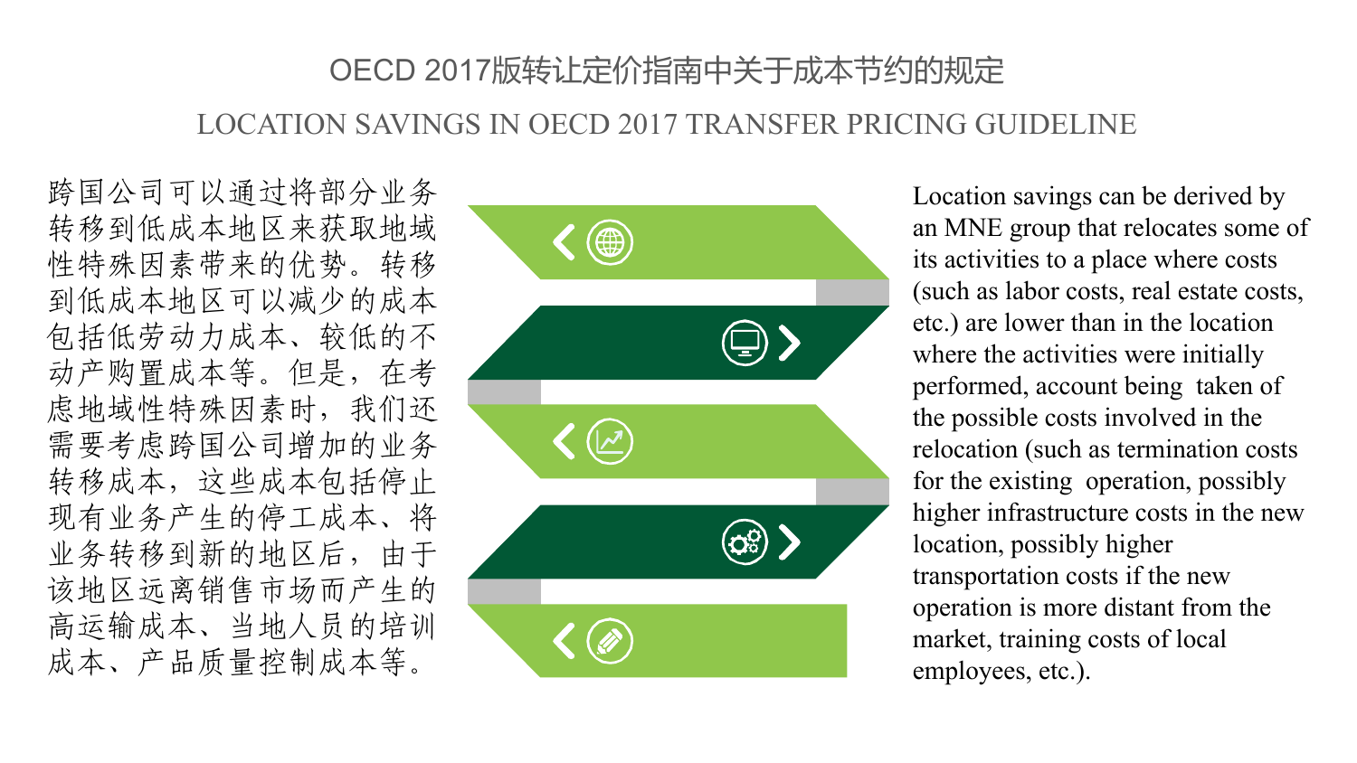# OECD 2017版转让定价指南中关于成本节约的规定

## LOCATION SAVINGS IN OECD 2017 TRANSFER PRICING GUIDELINE

跨国公司可以通过将部分业务转移到低成本地区来获取地域性特殊因素带来的优势。转移到低成本地区可以减少的成本包括低劳动力成本、较低的不动产购置成本等。但是，在考虑地域性特殊因素时，我们还需要考虑跨国公司增加的业务转移成本，这些成本包括停止现有业务产生的停工成本、将业务转移到新的地区后，由于该地区远离销售市场而产生的高运输成本、当地人员的培训成本、产品质量控制成本等。

Location savings can be derived by an MNE group that relocates some of its activities to a place where costs (such as labor costs, real estate costs, etc.) are lower than in the location where the activities were initially performed, account being taken of the possible costs involved in the relocation (such as termination costs for the existing operation, possibly higher infrastructure costs in the new location, possibly higher transportation costs if the new operation is more distant from the market, training costs of local employees, etc.).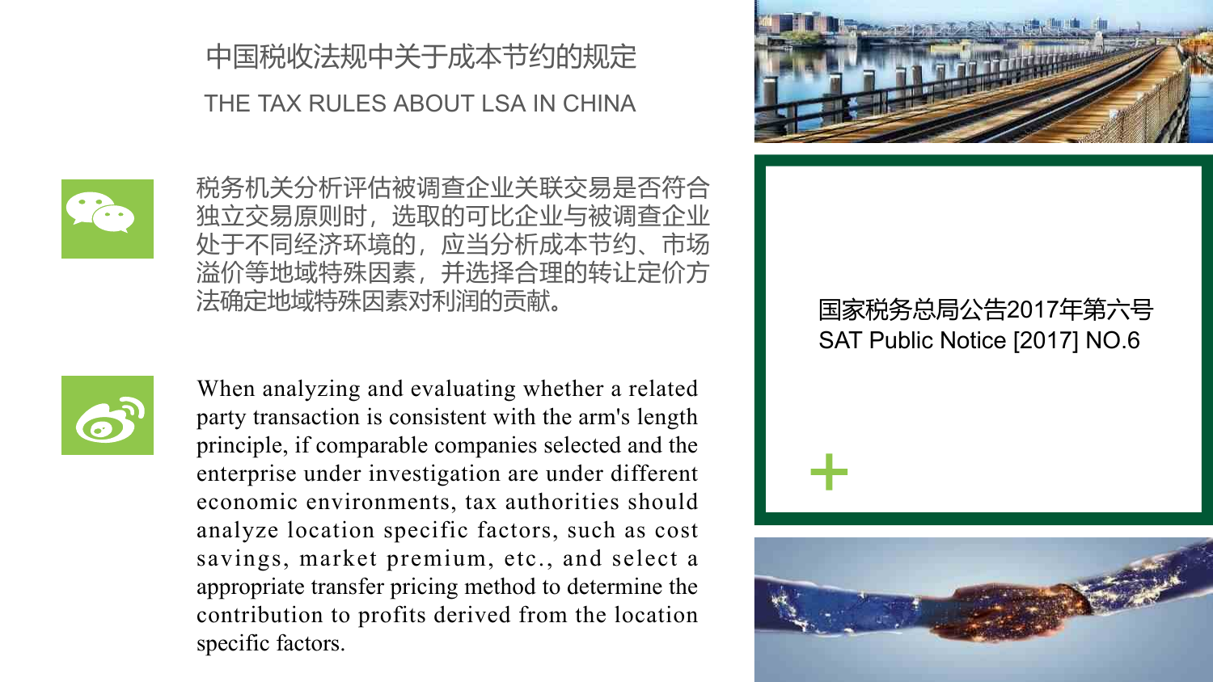## 中国税收法规中关于成本节约的规定

## THE TAX RULES ABOUT LSA IN CHINA

税务机关分析评估被调查企业关联交易是否符合独立交易原则时，选取的可比企业与被调查企业处于不同经济环境的，应当分析成本节约、市场溢价等地域特殊因素，并选择合理的转让定价方法确定地域特殊因素对利润的贡献。

When analyzing and evaluating whether a related party transaction is consistent with the arm's length principle, if comparable companies selected and the enterprise under investigation are under different economic environments, tax authorities should analyze location specific factors, such as cost savings, market premium, etc., and select a appropriate transfer pricing method to determine the contribution to profits derived from the location specific factors.

国家税务总局公告2017年第六号
SAT Public Notice [2017] NO.6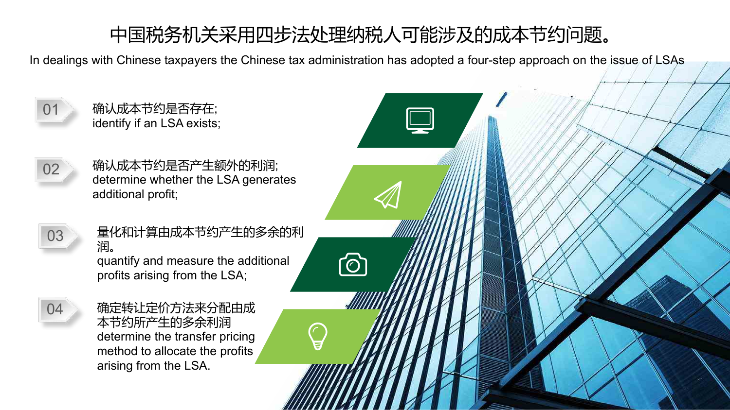# 中国税务机关采用四步法处理纳税人可能涉及的成本节约问题。

In dealings with Chinese taxpayers the Chinese tax administration has adopted a four-step approach on the issue of LSAs

01 确认成本节约是否存在;
identify if an LSA exists;

02 确认成本节约是否产生额外的利润;
determine whether the LSA generates additional profit;

03 量化和计算由成本节约产生的多余的利润。
quantify and measure the additional profits arising from the LSA;

04 确定转让定价方法来分配由成本节约所产生的多余利润
determine the transfer pricing method to allocate the profits arising from the LSA.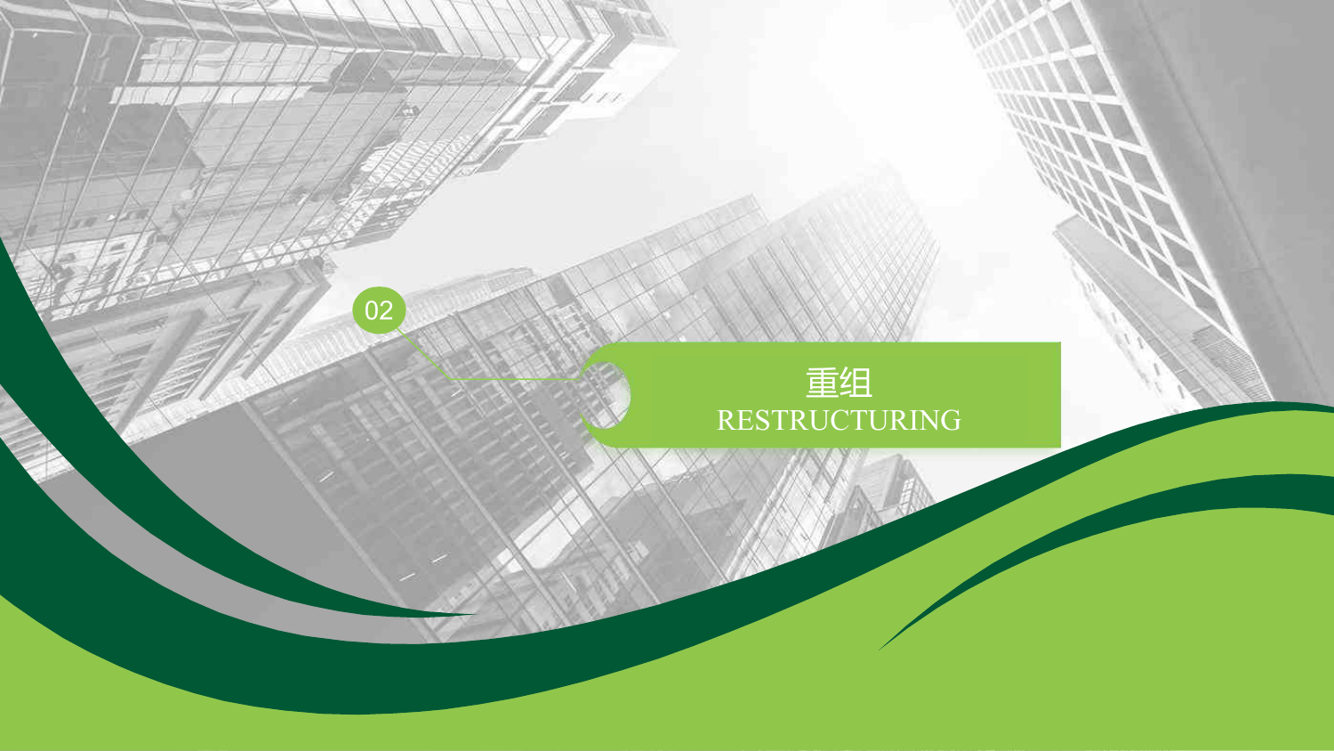02

# 重组

RESTRUCTURING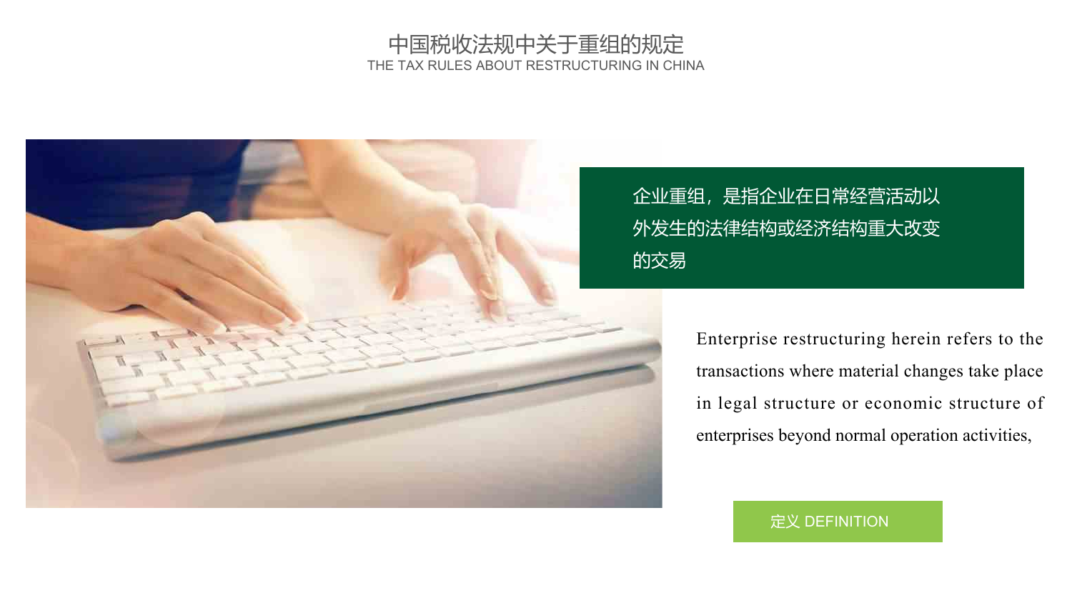# 中国税收法规中关于重组的规定

THE TAX RULES ABOUT RESTRUCTURING IN CHINA

企业重组，是指企业在日常经营活动以外发生的法律结构或经济结构重大改变的交易

Enterprise restructuring herein refers to the transactions where material changes take place in legal structure or economic structure of enterprises beyond normal operation activities,

定义 DEFINITION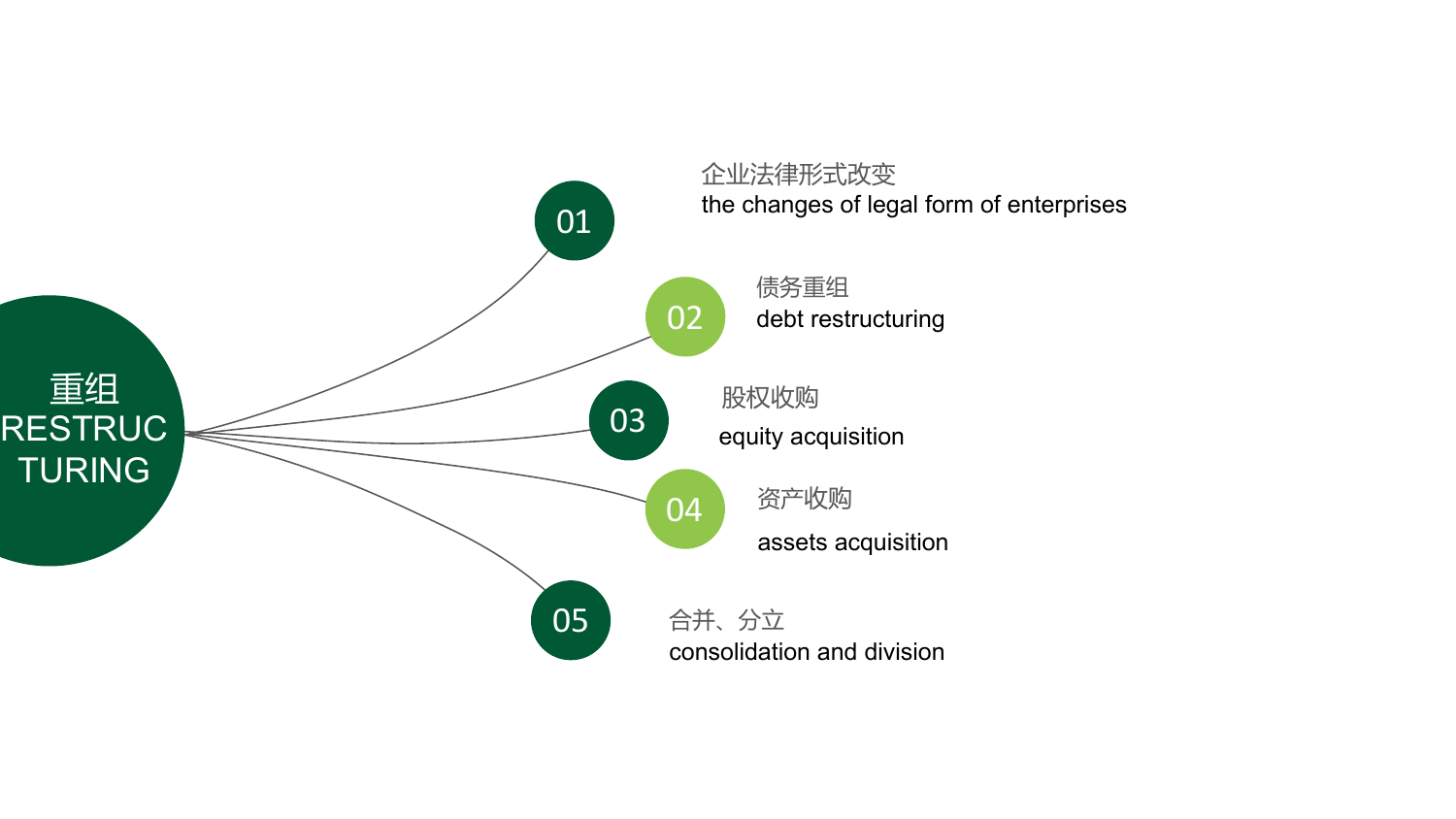# 重组 RESTRUCTURING

01 企业法律形式改变
the changes of legal form of enterprises

02 债务重组
debt restructuring

03 股权收购
equity acquisition

04 资产收购
assets acquisition

05 合并、分立
consolidation and division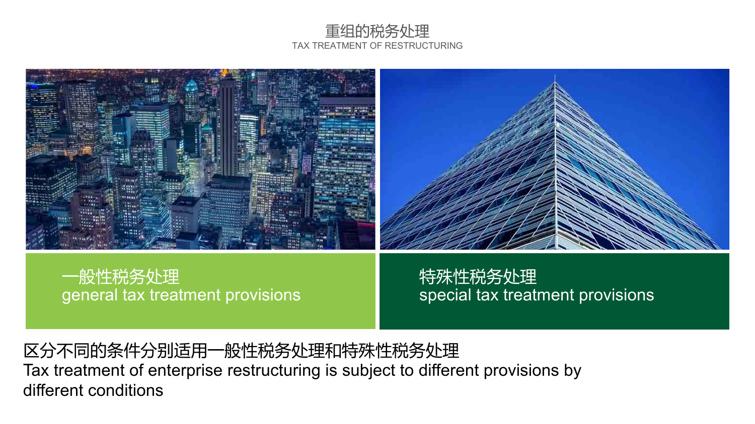# 重组的税务处理

TAX TREATMENT OF RESTRUCTURING

一般性税务处理
general tax treatment provisions

特殊性税务处理
special tax treatment provisions

区分不同的条件分别适用一般性税务处理和特殊性税务处理
Tax treatment of enterprise restructuring is subject to different provisions by different conditions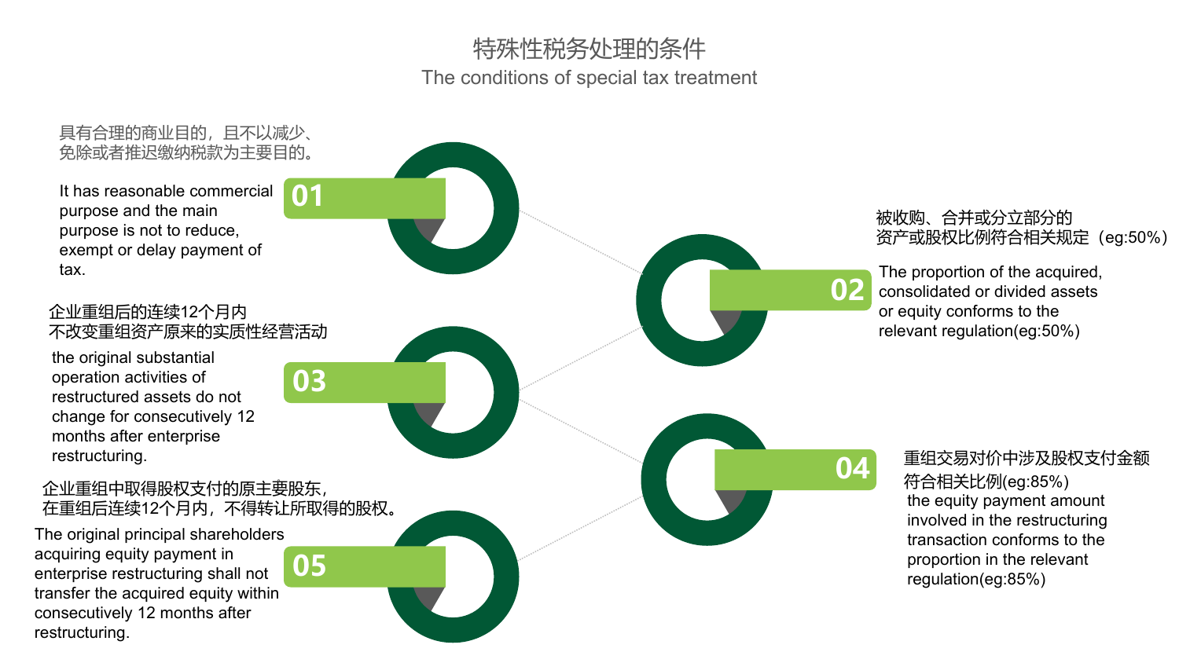# 特殊性税务处理的条件

## The conditions of special tax treatment

**01**

具有合理的商业目的，且不以减少、免除或者推迟缴纳税款为主要目的。

It has reasonable commercial purpose and the main purpose is not to reduce, exempt or delay payment of tax.

**02**

被收购、合并或分立部分的资产或股权比例符合相关规定（eg:50%）

The proportion of the acquired, consolidated or divided assets or equity conforms to the relevant regulation(eg:50%)

**03**

企业重组后的连续12个月内不改变重组资产原来的实质性经营活动

the original substantial operation activities of restructured assets do not change for consecutively 12 months after enterprise restructuring.

**04**

重组交易对价中涉及股权支付金额符合相关比例(eg:85%)

the equity payment amount involved in the restructuring transaction conforms to the proportion in the relevant regulation(eg:85%)

**05**

企业重组中取得股权支付的原主要股东，在重组后连续12个月内，不得转让所取得的股权。

The original principal shareholders acquiring equity payment in enterprise restructuring shall not transfer the acquired equity within consecutively 12 months after restructuring.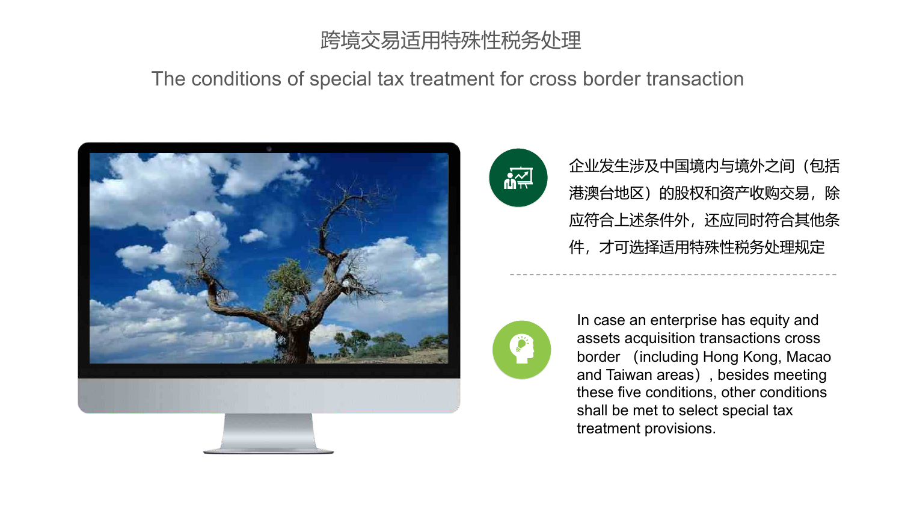# 跨境交易适用特殊性税务处理

## The conditions of special tax treatment for cross border transaction

企业发生涉及中国境内与境外之间（包括港澳台地区）的股权和资产收购交易，除应符合上述条件外，还应同时符合其他条件，才可选择适用特殊性税务处理规定

In case an enterprise has equity and assets acquisition transactions cross border （including Hong Kong, Macao and Taiwan areas）, besides meeting these five conditions, other conditions shall be met to select special tax treatment provisions.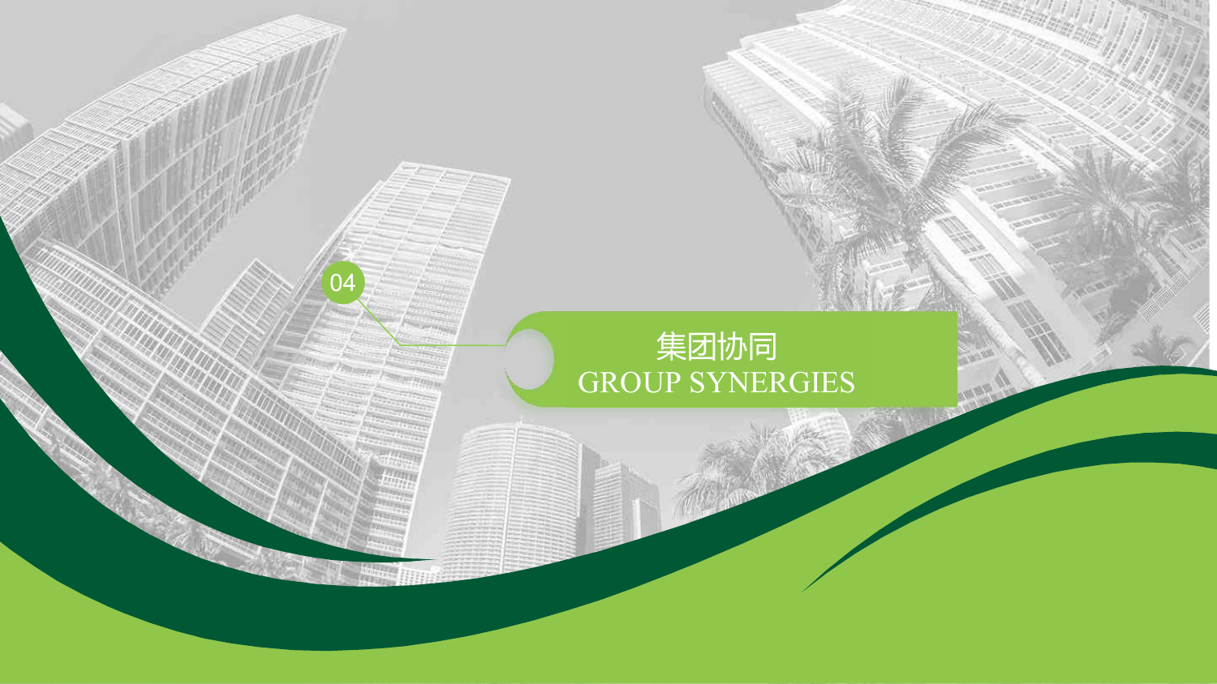04

# 集团协同

# GROUP SYNERGIES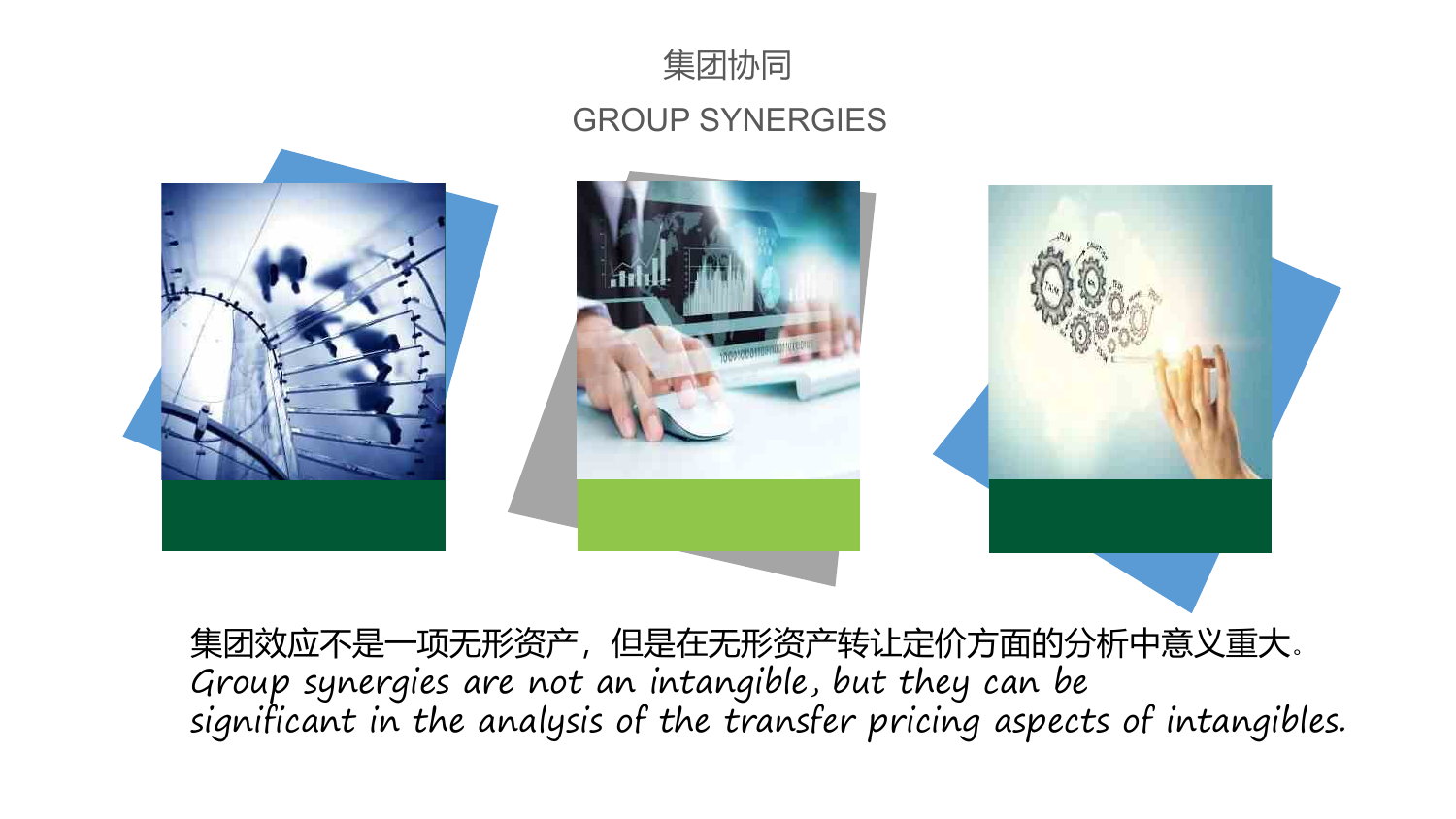# 集团协同

# GROUP SYNERGIES

集团效应不是一项无形资产，但是在无形资产转让定价方面的分析中意义重大。

*Group synergies are not an intangible, but they can be significant in the analysis of the transfer pricing aspects of intangibles.*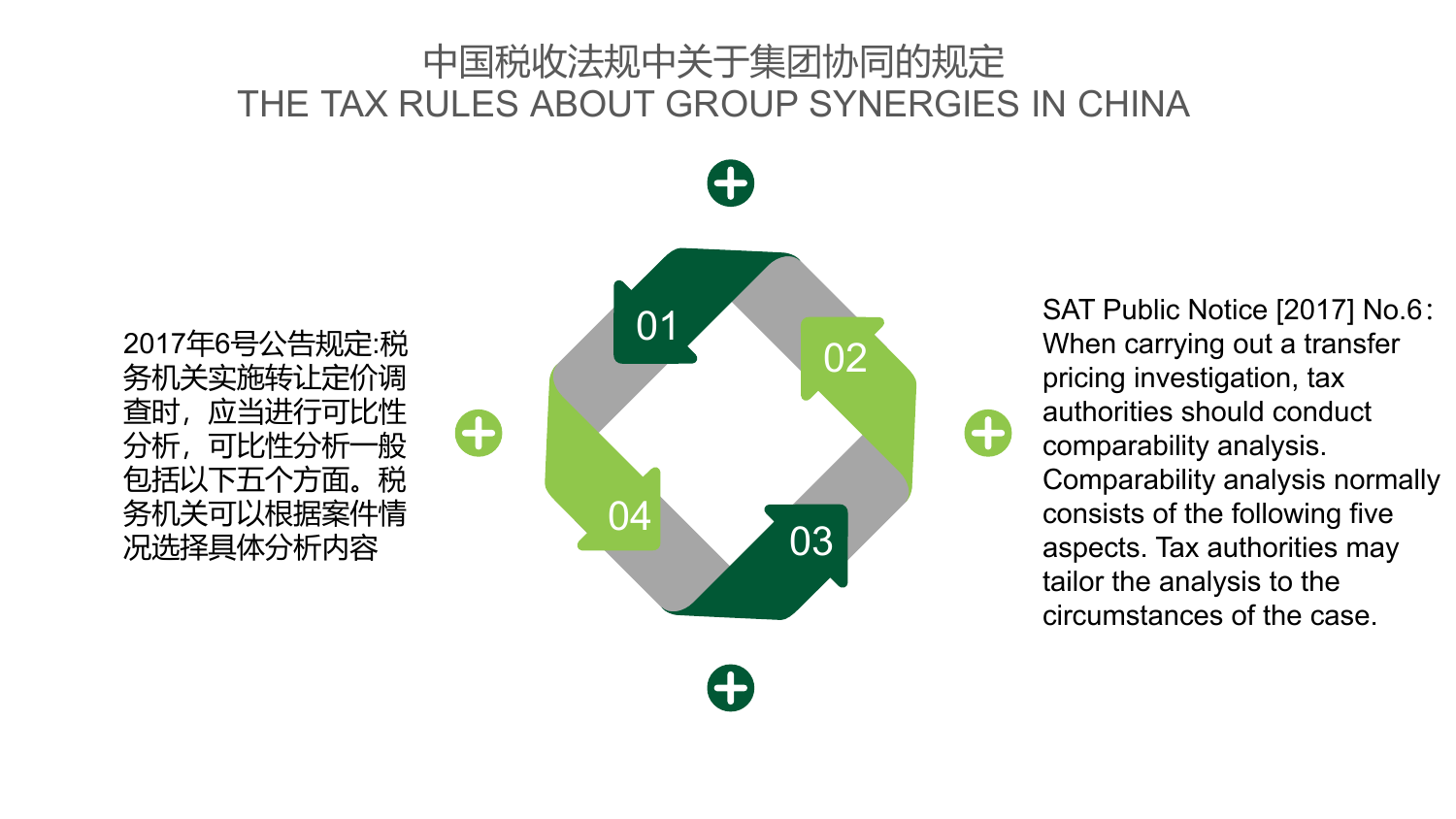# 中国税收法规中关于集团协同的规定
# THE TAX RULES ABOUT GROUP SYNERGIES IN CHINA

01

02

03

04

2017年6号公告规定:税务机关实施转让定价调查时，应当进行可比性分析，可比性分析一般包括以下五个方面。税务机关可以根据案件情况选择具体分析内容

SAT Public Notice [2017] No.6：When carrying out a transfer pricing investigation, tax authorities should conduct comparability analysis. Comparability analysis normally consists of the following five aspects. Tax authorities may tailor the analysis to the circumstances of the case.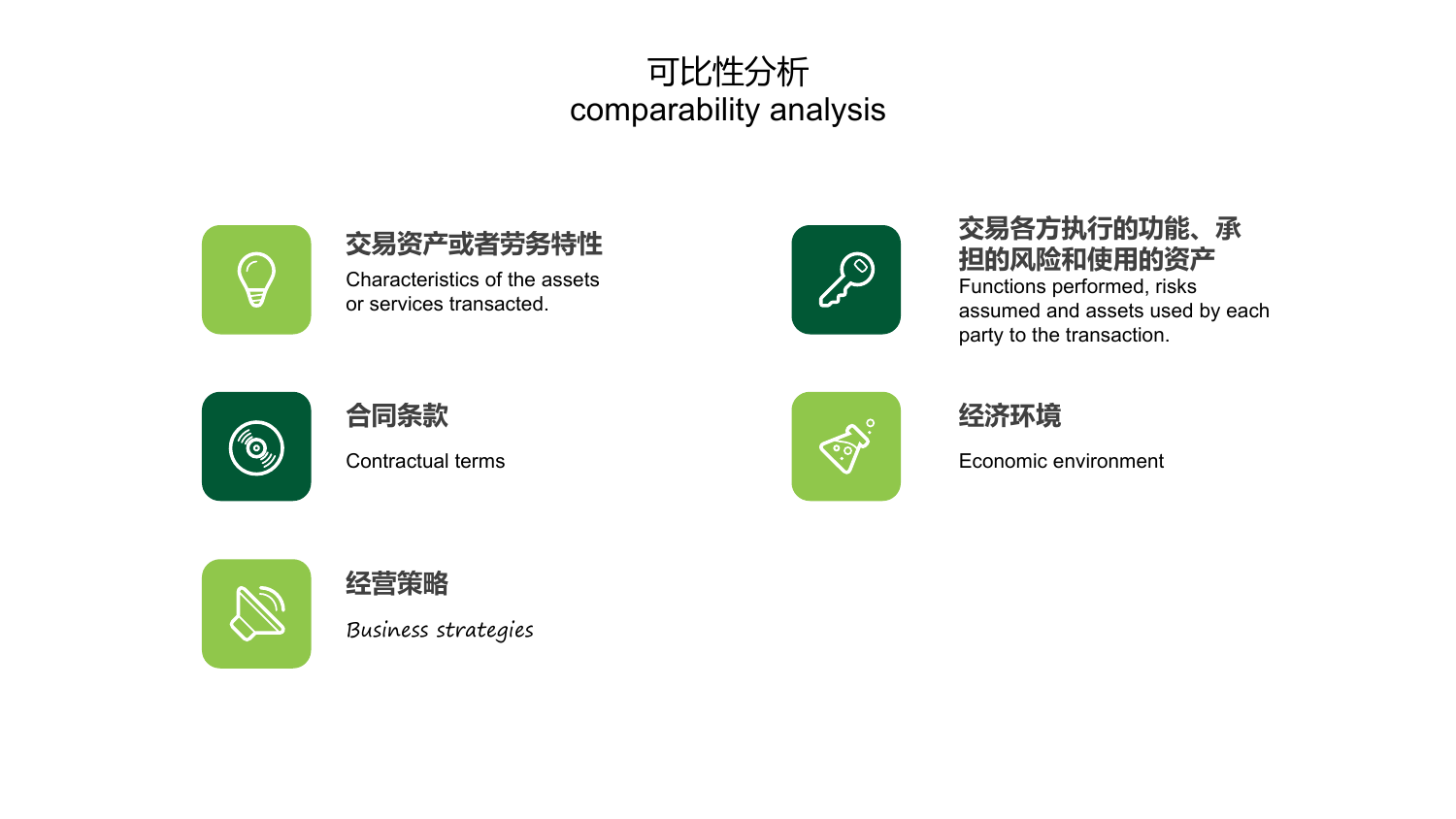# 可比性分析
# comparability analysis

### 交易资产或者劳务特性

Characteristics of the assets or services transacted.

### 交易各方执行的功能、承担的风险和使用的资产

Functions performed, risks assumed and assets used by each party to the transaction.

### 合同条款

Contractual terms

### 经济环境

Economic environment

### 经营策略

*Business strategies*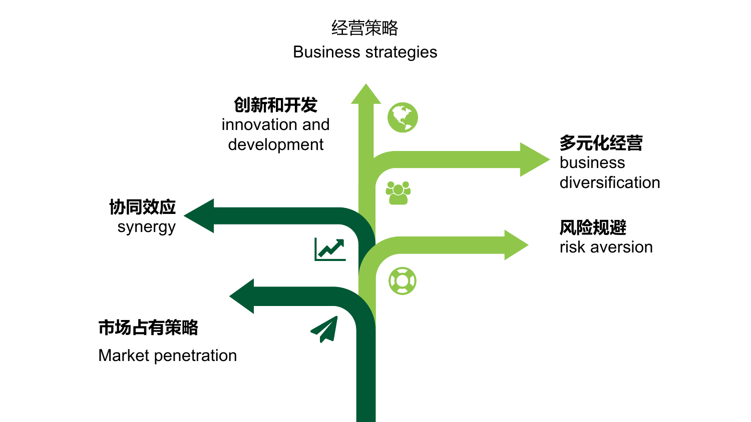# 经营策略
Business strategies

**创新和开发**
innovation and development

**多元化经营**
business diversification

**协同效应**
synergy

**风险规避**
risk aversion

**市场占有策略**

Market penetration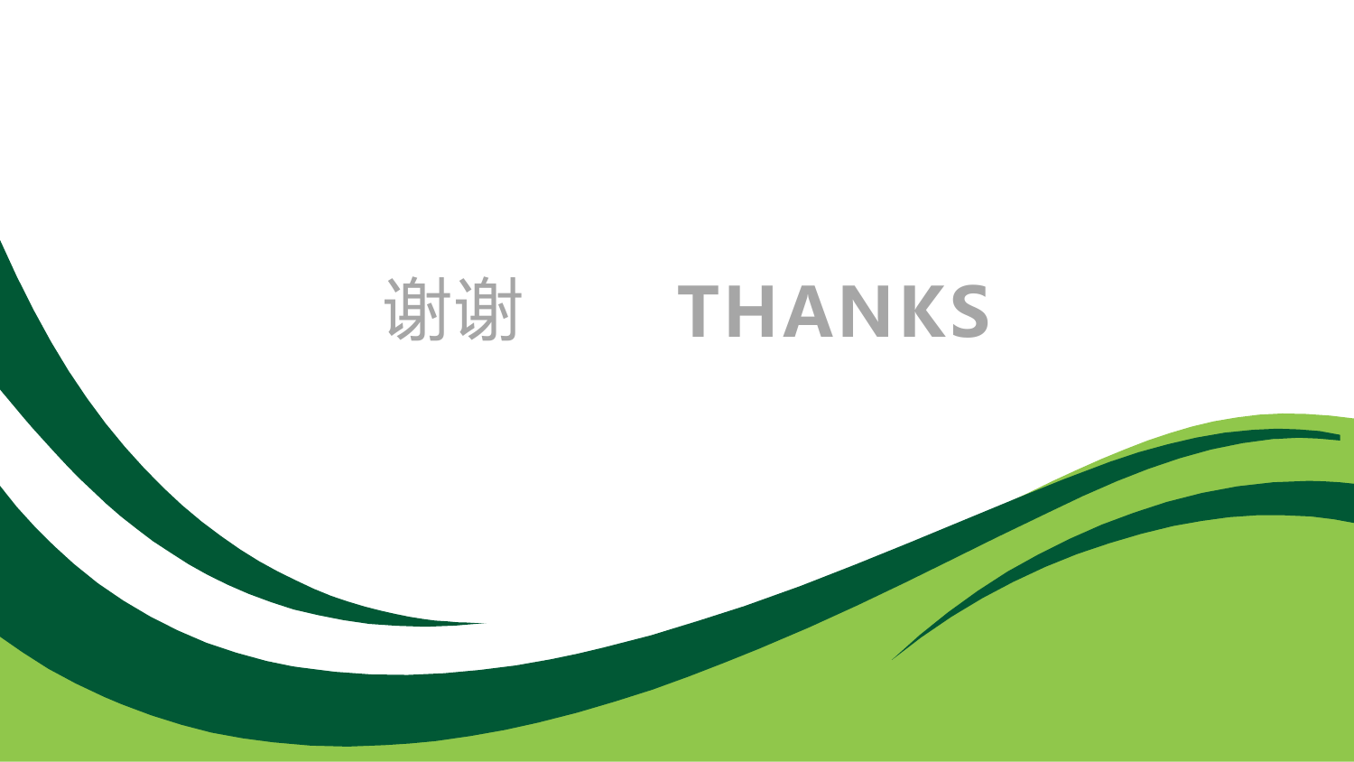谢谢 THANKS